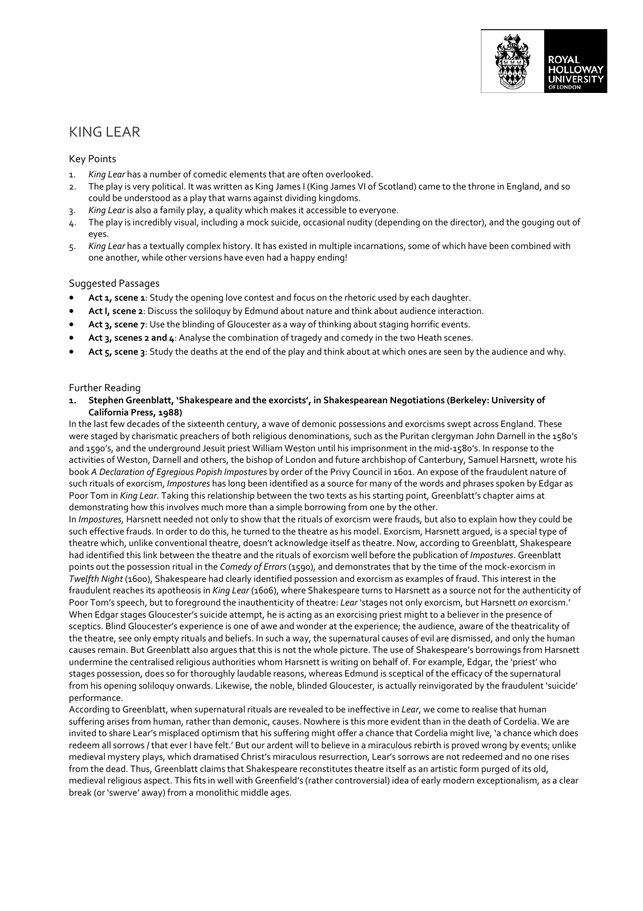# KING LEAR

## Key Points

1. *King Lear* has a number of comedic elements that are often overlooked.
2. The play is very political. It was written as King James I (King James VI of Scotland) came to the throne in England, and so could be understood as a play that warns against dividing kingdoms.
3. *King Lear* is also a family play, a quality which makes it accessible to everyone.
4. The play is incredibly visual, including a mock suicide, occasional nudity (depending on the director), and the gouging out of eyes.
5. *King Lear* has a textually complex history. It has existed in multiple incarnations, some of which have been combined with one another, while other versions have even had a happy ending!

## Suggested Passages

- **Act 1, scene 1**: Study the opening love contest and focus on the rhetoric used by each daughter.
- **Act I, scene 2**: Discuss the soliloquy by Edmund about nature and think about audience interaction.
- **Act 3, scene 7**: Use the blinding of Gloucester as a way of thinking about staging horrific events.
- **Act 3, scenes 2 and 4**: Analyse the combination of tragedy and comedy in the two Heath scenes.
- **Act 5, scene 3**: Study the deaths at the end of the play and think about at which ones are seen by the audience and why.

## Further Reading

1. **Stephen Greenblatt, 'Shakespeare and the exorcists', in Shakespearean Negotiations (Berkeley: University of California Press, 1988)**

In the last few decades of the sixteenth century, a wave of demonic possessions and exorcisms swept across England. These were staged by charismatic preachers of both religious denominations, such as the Puritan clergyman John Darnell in the 1580's and 1590's, and the underground Jesuit priest William Weston until his imprisonment in the mid-1580's. In response to the activities of Weston, Darnell and others, the bishop of London and future archbishop of Canterbury, Samuel Harsnett, wrote his book *A Declaration of Egregious Popish Impostures* by order of the Privy Council in 1601. An expose of the fraudulent nature of such rituals of exorcism, *Impostures* has long been identified as a source for many of the words and phrases spoken by Edgar as Poor Tom in *King Lear*. Taking this relationship between the two texts as his starting point, Greenblatt's chapter aims at demonstrating how this involves much more than a simple borrowing from one by the other.

In *Impostures,* Harsnett needed not only to show that the rituals of exorcism were frauds, but also to explain how they could be such effective frauds. In order to do this, he turned to the theatre as his model. Exorcism, Harsnett argued, is a special type of theatre which, unlike conventional theatre, doesn't acknowledge itself as theatre. Now, according to Greenblatt, Shakespeare had identified this link between the theatre and the rituals of exorcism well before the publication of *Impostures*. Greenblatt points out the possession ritual in the *Comedy of Errors* (1590), and demonstrates that by the time of the mock-exorcism in *Twelfth Night* (1600), Shakespeare had clearly identified possession and exorcism as examples of fraud. This interest in the fraudulent reaches its apotheosis in *King Lear* (1606), where Shakespeare turns to Harsnett as a source not for the authenticity of Poor Tom's speech, but to foreground the inauthenticity of theatre: *Lear* 'stages not only exorcism, but Harsnett *on* exorcism.' When Edgar stages Gloucester's suicide attempt, he is acting as an exorcising priest might to a believer in the presence of sceptics. Blind Gloucester's experience is one of awe and wonder at the experience; the audience, aware of the theatricality of the theatre, see only empty rituals and beliefs. In such a way, the supernatural causes of evil are dismissed, and only the human causes remain. But Greenblatt also argues that this is not the whole picture. The use of Shakespeare's borrowings from Harsnett undermine the centralised religious authorities whom Harsnett is writing on behalf of. For example, Edgar, the 'priest' who stages possession, does so for thoroughly laudable reasons, whereas Edmund is sceptical of the efficacy of the supernatural from his opening soliloquy onwards. Likewise, the noble, blinded Gloucester, is actually reinvigorated by the fraudulent 'suicide' performance.

According to Greenblatt, when supernatural rituals are revealed to be ineffective in *Lear*, we come to realise that human suffering arises from human, rather than demonic, causes. Nowhere is this more evident than in the death of Cordelia. We are invited to share Lear's misplaced optimism that his suffering might offer a chance that Cordelia might live, 'a chance which does redeem all sorrows / that ever I have felt.' But our ardent will to believe in a miraculous rebirth is proved wrong by events; unlike medieval mystery plays, which dramatised Christ's miraculous resurrection, Lear's sorrows are not redeemed and no one rises from the dead. Thus, Greenblatt claims that Shakespeare reconstitutes theatre itself as an artistic form purged of its old, medieval religious aspect. This fits in well with Greenfield's (rather controversial) idea of early modern exceptionalism, as a clear break (or 'swerve' away) from a monolithic middle ages.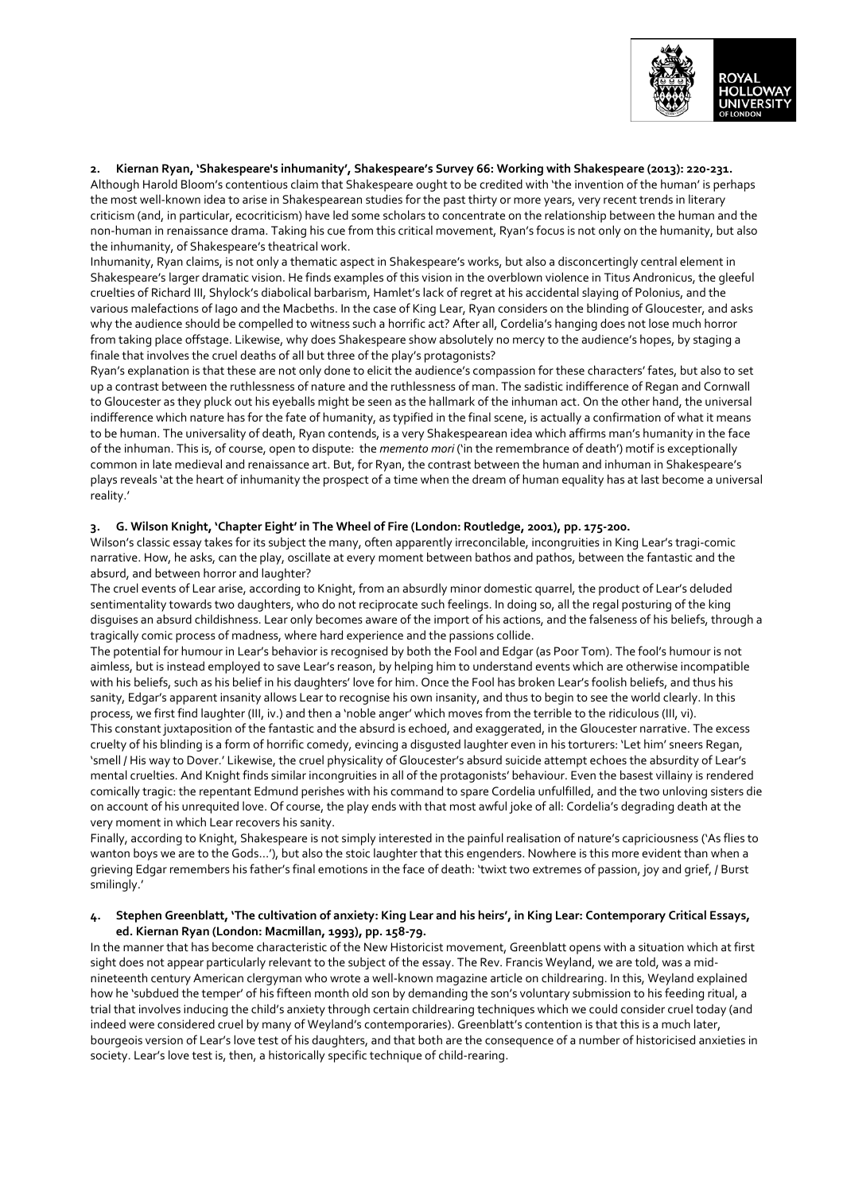**2. Kiernan Ryan, 'Shakespeare's inhumanity', Shakespeare's Survey 66: Working with Shakespeare (2013): 220-231.**

Although Harold Bloom's contentious claim that Shakespeare ought to be credited with 'the invention of the human' is perhaps the most well-known idea to arise in Shakespearean studies for the past thirty or more years, very recent trends in literary criticism (and, in particular, ecocriticism) have led some scholars to concentrate on the relationship between the human and the non-human in renaissance drama. Taking his cue from this critical movement, Ryan's focus is not only on the humanity, but also the inhumanity, of Shakespeare's theatrical work.

Inhumanity, Ryan claims, is not only a thematic aspect in Shakespeare's works, but also a disconcertingly central element in Shakespeare's larger dramatic vision. He finds examples of this vision in the overblown violence in Titus Andronicus, the gleeful cruelties of Richard III, Shylock's diabolical barbarism, Hamlet's lack of regret at his accidental slaying of Polonius, and the various malefactions of Iago and the Macbeths. In the case of King Lear, Ryan considers on the blinding of Gloucester, and asks why the audience should be compelled to witness such a horrific act? After all, Cordelia's hanging does not lose much horror from taking place offstage. Likewise, why does Shakespeare show absolutely no mercy to the audience's hopes, by staging a finale that involves the cruel deaths of all but three of the play's protagonists?

Ryan's explanation is that these are not only done to elicit the audience's compassion for these characters' fates, but also to set up a contrast between the ruthlessness of nature and the ruthlessness of man. The sadistic indifference of Regan and Cornwall to Gloucester as they pluck out his eyeballs might be seen as the hallmark of the inhuman act. On the other hand, the universal indifference which nature has for the fate of humanity, as typified in the final scene, is actually a confirmation of what it means to be human. The universality of death, Ryan contends, is a very Shakespearean idea which affirms man's humanity in the face of the inhuman. This is, of course, open to dispute: the *memento mori* ('in the remembrance of death') motif is exceptionally common in late medieval and renaissance art. But, for Ryan, the contrast between the human and inhuman in Shakespeare's plays reveals 'at the heart of inhumanity the prospect of a time when the dream of human equality has at last become a universal reality.'

**3. G. Wilson Knight, 'Chapter Eight' in The Wheel of Fire (London: Routledge, 2001), pp. 175-200.**

Wilson's classic essay takes for its subject the many, often apparently irreconcilable, incongruities in King Lear's tragi-comic narrative. How, he asks, can the play, oscillate at every moment between bathos and pathos, between the fantastic and the absurd, and between horror and laughter?

The cruel events of Lear arise, according to Knight, from an absurdly minor domestic quarrel, the product of Lear's deluded sentimentality towards two daughters, who do not reciprocate such feelings. In doing so, all the regal posturing of the king disguises an absurd childishness. Lear only becomes aware of the import of his actions, and the falseness of his beliefs, through a tragically comic process of madness, where hard experience and the passions collide.

The potential for humour in Lear's behavior is recognised by both the Fool and Edgar (as Poor Tom). The fool's humour is not aimless, but is instead employed to save Lear's reason, by helping him to understand events which are otherwise incompatible with his beliefs, such as his belief in his daughters' love for him. Once the Fool has broken Lear's foolish beliefs, and thus his sanity, Edgar's apparent insanity allows Lear to recognise his own insanity, and thus to begin to see the world clearly. In this process, we first find laughter (III, iv.) and then a 'noble anger' which moves from the terrible to the ridiculous (III, vi).

This constant juxtaposition of the fantastic and the absurd is echoed, and exaggerated, in the Gloucester narrative. The excess cruelty of his blinding is a form of horrific comedy, evincing a disgusted laughter even in his torturers: 'Let him' sneers Regan, 'smell / His way to Dover.' Likewise, the cruel physicality of Gloucester's absurd suicide attempt echoes the absurdity of Lear's mental cruelties. And Knight finds similar incongruities in all of the protagonists' behaviour. Even the basest villainy is rendered comically tragic: the repentant Edmund perishes with his command to spare Cordelia unfulfilled, and the two unloving sisters die on account of his unrequited love. Of course, the play ends with that most awful joke of all: Cordelia's degrading death at the very moment in which Lear recovers his sanity.

Finally, according to Knight, Shakespeare is not simply interested in the painful realisation of nature's capriciousness ('As flies to wanton boys we are to the Gods...'), but also the stoic laughter that this engenders. Nowhere is this more evident than when a grieving Edgar remembers his father's final emotions in the face of death: 'twixt two extremes of passion, joy and grief, / Burst smilingly.'

**4. Stephen Greenblatt, 'The cultivation of anxiety: King Lear and his heirs', in King Lear: Contemporary Critical Essays, ed. Kiernan Ryan (London: Macmillan, 1993), pp. 158-79.**

In the manner that has become characteristic of the New Historicist movement, Greenblatt opens with a situation which at first sight does not appear particularly relevant to the subject of the essay. The Rev. Francis Weyland, we are told, was a mid-nineteenth century American clergyman who wrote a well-known magazine article on childrearing. In this, Weyland explained how he 'subdued the temper' of his fifteen month old son by demanding the son's voluntary submission to his feeding ritual, a trial that involves inducing the child's anxiety through certain childrearing techniques which we could consider cruel today (and indeed were considered cruel by many of Weyland's contemporaries). Greenblatt's contention is that this is a much later, bourgeois version of Lear's love test of his daughters, and that both are the consequence of a number of historicised anxieties in society. Lear's love test is, then, a historically specific technique of child-rearing.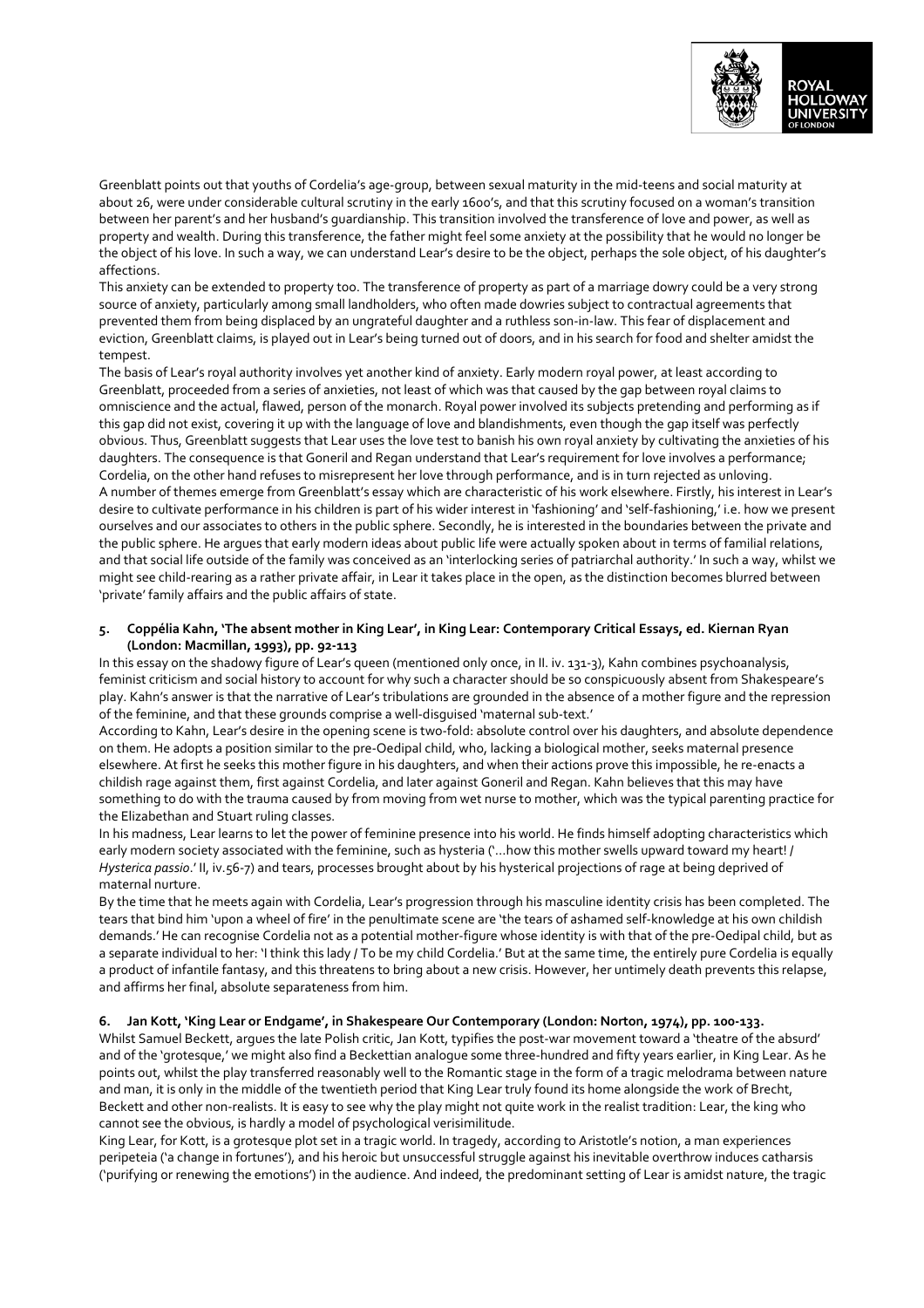Greenblatt points out that youths of Cordelia's age-group, between sexual maturity in the mid-teens and social maturity at about 26, were under considerable cultural scrutiny in the early 1600's, and that this scrutiny focused on a woman's transition between her parent's and her husband's guardianship. This transition involved the transference of love and power, as well as property and wealth. During this transference, the father might feel some anxiety at the possibility that he would no longer be the object of his love. In such a way, we can understand Lear's desire to be the object, perhaps the sole object, of his daughter's affections.

This anxiety can be extended to property too. The transference of property as part of a marriage dowry could be a very strong source of anxiety, particularly among small landholders, who often made dowries subject to contractual agreements that prevented them from being displaced by an ungrateful daughter and a ruthless son-in-law. This fear of displacement and eviction, Greenblatt claims, is played out in Lear's being turned out of doors, and in his search for food and shelter amidst the tempest.

The basis of Lear's royal authority involves yet another kind of anxiety. Early modern royal power, at least according to Greenblatt, proceeded from a series of anxieties, not least of which was that caused by the gap between royal claims to omniscience and the actual, flawed, person of the monarch. Royal power involved its subjects pretending and performing as if this gap did not exist, covering it up with the language of love and blandishments, even though the gap itself was perfectly obvious. Thus, Greenblatt suggests that Lear uses the love test to banish his own royal anxiety by cultivating the anxieties of his daughters. The consequence is that Goneril and Regan understand that Lear's requirement for love involves a performance; Cordelia, on the other hand refuses to misrepresent her love through performance, and is in turn rejected as unloving.

A number of themes emerge from Greenblatt's essay which are characteristic of his work elsewhere. Firstly, his interest in Lear's desire to cultivate performance in his children is part of his wider interest in 'fashioning' and 'self-fashioning,' i.e. how we present ourselves and our associates to others in the public sphere. Secondly, he is interested in the boundaries between the private and the public sphere. He argues that early modern ideas about public life were actually spoken about in terms of familial relations, and that social life outside of the family was conceived as an 'interlocking series of patriarchal authority.' In such a way, whilst we might see child-rearing as a rather private affair, in Lear it takes place in the open, as the distinction becomes blurred between 'private' family affairs and the public affairs of state.

### 5. Coppélia Kahn, 'The absent mother in King Lear', in King Lear: Contemporary Critical Essays, ed. Kiernan Ryan (London: Macmillan, 1993), pp. 92-113

In this essay on the shadowy figure of Lear's queen (mentioned only once, in II. iv. 131-3), Kahn combines psychoanalysis, feminist criticism and social history to account for why such a character should be so conspicuously absent from Shakespeare's play. Kahn's answer is that the narrative of Lear's tribulations are grounded in the absence of a mother figure and the repression of the feminine, and that these grounds comprise a well-disguised 'maternal sub-text.'

According to Kahn, Lear's desire in the opening scene is two-fold: absolute control over his daughters, and absolute dependence on them. He adopts a position similar to the pre-Oedipal child, who, lacking a biological mother, seeks maternal presence elsewhere. At first he seeks this mother figure in his daughters, and when their actions prove this impossible, he re-enacts a childish rage against them, first against Cordelia, and later against Goneril and Regan. Kahn believes that this may have something to do with the trauma caused by from moving from wet nurse to mother, which was the typical parenting practice for the Elizabethan and Stuart ruling classes.

In his madness, Lear learns to let the power of feminine presence into his world. He finds himself adopting characteristics which early modern society associated with the feminine, such as hysteria ('…how this mother swells upward toward my heart! / *Hysterica passio*.' II, iv.56-7) and tears, processes brought about by his hysterical projections of rage at being deprived of maternal nurture.

By the time that he meets again with Cordelia, Lear's progression through his masculine identity crisis has been completed. The tears that bind him 'upon a wheel of fire' in the penultimate scene are 'the tears of ashamed self-knowledge at his own childish demands.' He can recognise Cordelia not as a potential mother-figure whose identity is with that of the pre-Oedipal child, but as a separate individual to her: 'I think this lady / To be my child Cordelia.' But at the same time, the entirely pure Cordelia is equally a product of infantile fantasy, and this threatens to bring about a new crisis. However, her untimely death prevents this relapse, and affirms her final, absolute separateness from him.

### 6. Jan Kott, 'King Lear or Endgame', in Shakespeare Our Contemporary (London: Norton, 1974), pp. 100-133.

Whilst Samuel Beckett, argues the late Polish critic, Jan Kott, typifies the post-war movement toward a 'theatre of the absurd' and of the 'grotesque,' we might also find a Beckettian analogue some three-hundred and fifty years earlier, in King Lear. As he points out, whilst the play transferred reasonably well to the Romantic stage in the form of a tragic melodrama between nature and man, it is only in the middle of the twentieth period that King Lear truly found its home alongside the work of Brecht, Beckett and other non-realists. It is easy to see why the play might not quite work in the realist tradition: Lear, the king who cannot see the obvious, is hardly a model of psychological verisimilitude.

King Lear, for Kott, is a grotesque plot set in a tragic world. In tragedy, according to Aristotle's notion, a man experiences peripeteia ('a change in fortunes'), and his heroic but unsuccessful struggle against his inevitable overthrow induces catharsis ('purifying or renewing the emotions') in the audience. And indeed, the predominant setting of Lear is amidst nature, the tragic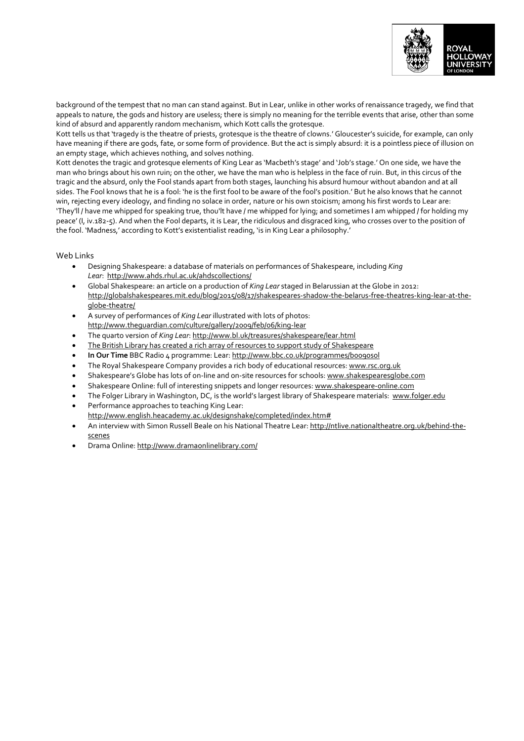background of the tempest that no man can stand against. But in Lear, unlike in other works of renaissance tragedy, we find that appeals to nature, the gods and history are useless; there is simply no meaning for the terrible events that arise, other than some kind of absurd and apparently random mechanism, which Kott calls the grotesque.

Kott tells us that 'tragedy is the theatre of priests, grotesque is the theatre of clowns.' Gloucester's suicide, for example, can only have meaning if there are gods, fate, or some form of providence. But the act is simply absurd: it is a pointless piece of illusion on an empty stage, which achieves nothing, and solves nothing.

Kott denotes the tragic and grotesque elements of King Lear as 'Macbeth's stage' and 'Job's stage.' On one side, we have the man who brings about his own ruin; on the other, we have the man who is helpless in the face of ruin. But, in this circus of the tragic and the absurd, only the Fool stands apart from both stages, launching his absurd humour without abandon and at all sides. The Fool knows that he is a fool: 'he is the first fool to be aware of the fool's position.' But he also knows that he cannot win, rejecting every ideology, and finding no solace in order, nature or his own stoicism; among his first words to Lear are: 'They'll / have me whipped for speaking true, thou'lt have / me whipped for lying; and sometimes I am whipped / for holding my peace' (I, iv.182-5). And when the Fool departs, it is Lear, the ridiculous and disgraced king, who crosses over to the position of the fool. 'Madness,' according to Kott's existentialist reading, 'is in King Lear a philosophy.'

Web Links

- Designing Shakespeare: a database of materials on performances of Shakespeare, including *King Lear*: http://www.ahds.rhul.ac.uk/ahdscollections/
- Global Shakespeare: an article on a production of *King Lear* staged in Belarussian at the Globe in 2012: http://globalshakespeares.mit.edu/blog/2015/08/17/shakespeares-shadow-the-belarus-free-theatres-king-lear-at-the-globe-theatre/
- A survey of performances of *King Lear* illustrated with lots of photos: http://www.theguardian.com/culture/gallery/2009/feb/06/king-lear
- The quarto version of *King Lear*: http://www.bl.uk/treasures/shakespeare/lear.html
- The British Library has created a rich array of resources to support study of Shakespeare
- **In Our Time** BBC Radio 4 programme: Lear: http://www.bbc.co.uk/programmes/b0090sol
- The Royal Shakespeare Company provides a rich body of educational resources: www.rsc.org.uk
- Shakespeare's Globe has lots of on-line and on-site resources for schools: www.shakespearesglobe.com
- Shakespeare Online: full of interesting snippets and longer resources: www.shakespeare-online.com
- The Folger Library in Washington, DC, is the world's largest library of Shakespeare materials: www.folger.edu
- Performance approaches to teaching King Lear: http://www.english.heacademy.ac.uk/designshake/completed/index.htm#
- An interview with Simon Russell Beale on his National Theatre Lear: http://ntlive.nationaltheatre.org.uk/behind-the-scenes
- Drama Online: http://www.dramaonlinelibrary.com/